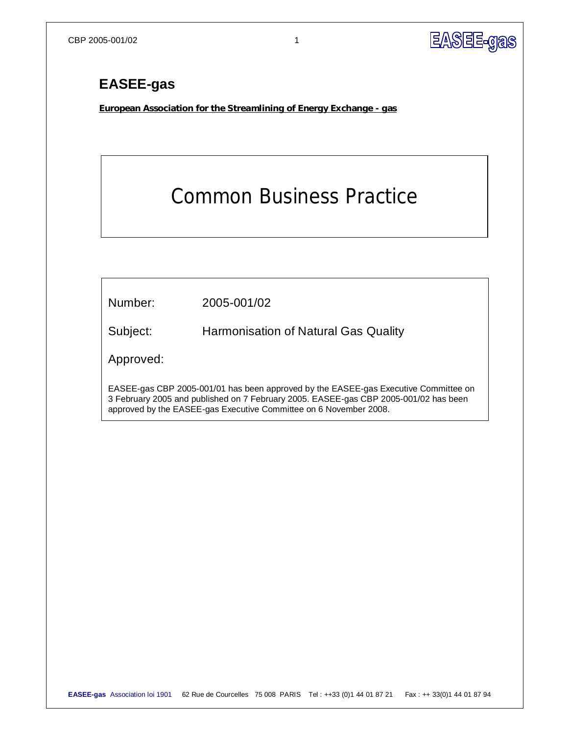# EASEE-gas

**European Association for the Streamlining of Energy Exchange - gas**

## Common Business Practice

| | |
|---|---|
| Number: | 2005-001/02 |
| Subject: | Harmonisation of Natural Gas Quality |
| Approved: | |

EASEE-gas CBP 2005-001/01 has been approved by the EASEE-gas Executive Committee on 3 February 2005 and published on 7 February 2005. EASEE-gas CBP 2005-001/02 has been approved by the EASEE-gas Executive Committee on 6 November 2008.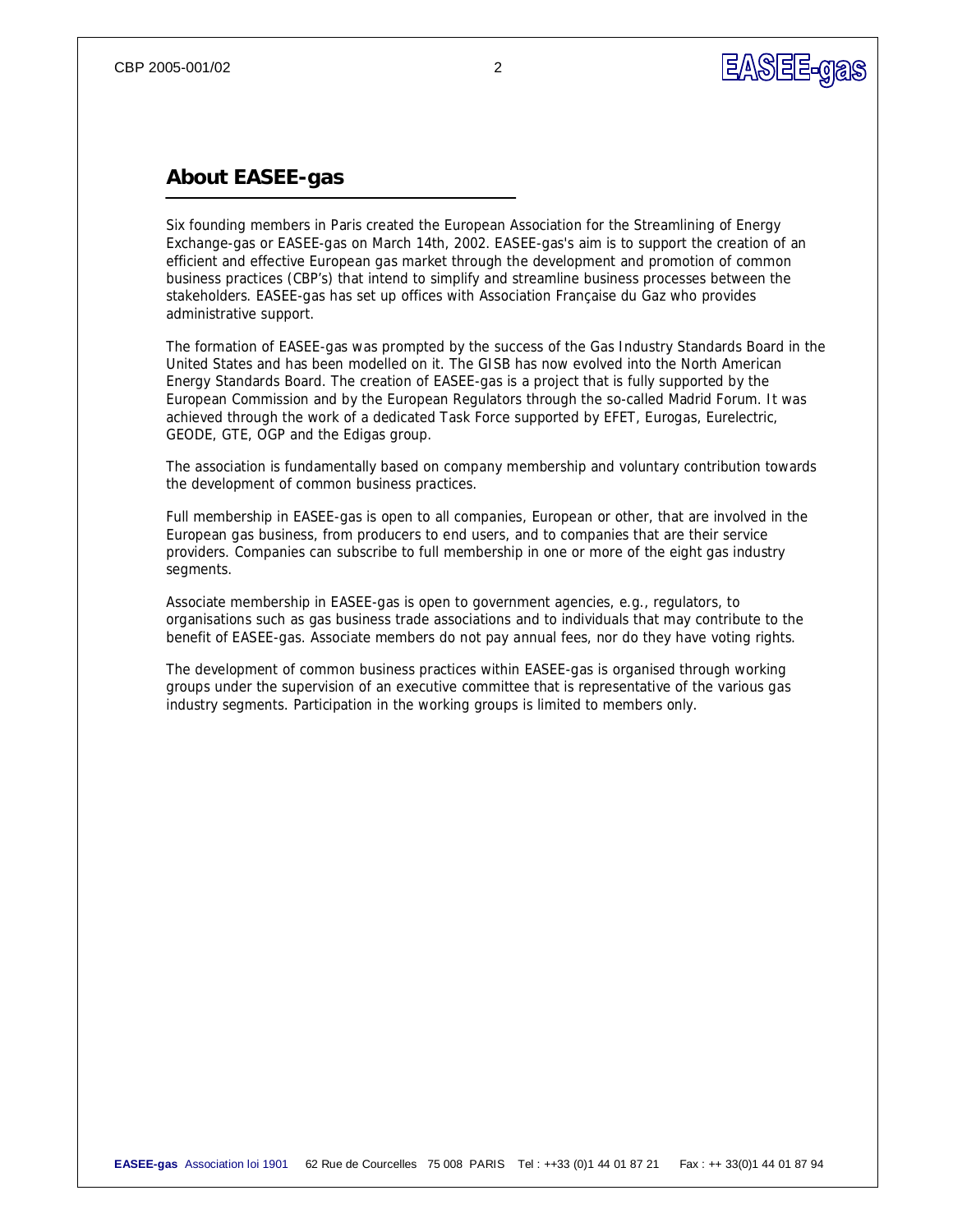## About EASEE-gas

Six founding members in Paris created the European Association for the Streamlining of Energy Exchange-gas or EASEE-gas on March 14th, 2002. EASEE-gas's aim is to support the creation of an efficient and effective European gas market through the development and promotion of common business practices (CBP's) that intend to simplify and streamline business processes between the stakeholders. EASEE-gas has set up offices with Association Française du Gaz who provides administrative support.

The formation of EASEE-gas was prompted by the success of the Gas Industry Standards Board in the United States and has been modelled on it. The GISB has now evolved into the North American Energy Standards Board. The creation of EASEE-gas is a project that is fully supported by the European Commission and by the European Regulators through the so-called Madrid Forum. It was achieved through the work of a dedicated Task Force supported by EFET, Eurogas, Eurelectric, GEODE, GTE, OGP and the Edigas group.

The association is fundamentally based on company membership and voluntary contribution towards the development of common business practices.

Full membership in EASEE-gas is open to all companies, European or other, that are involved in the European gas business, from producers to end users, and to companies that are their service providers. Companies can subscribe to full membership in one or more of the eight gas industry segments.

Associate membership in EASEE-gas is open to government agencies, e.g., regulators, to organisations such as gas business trade associations and to individuals that may contribute to the benefit of EASEE-gas. Associate members do not pay annual fees, nor do they have voting rights.

The development of common business practices within EASEE-gas is organised through working groups under the supervision of an executive committee that is representative of the various gas industry segments. Participation in the working groups is limited to members only.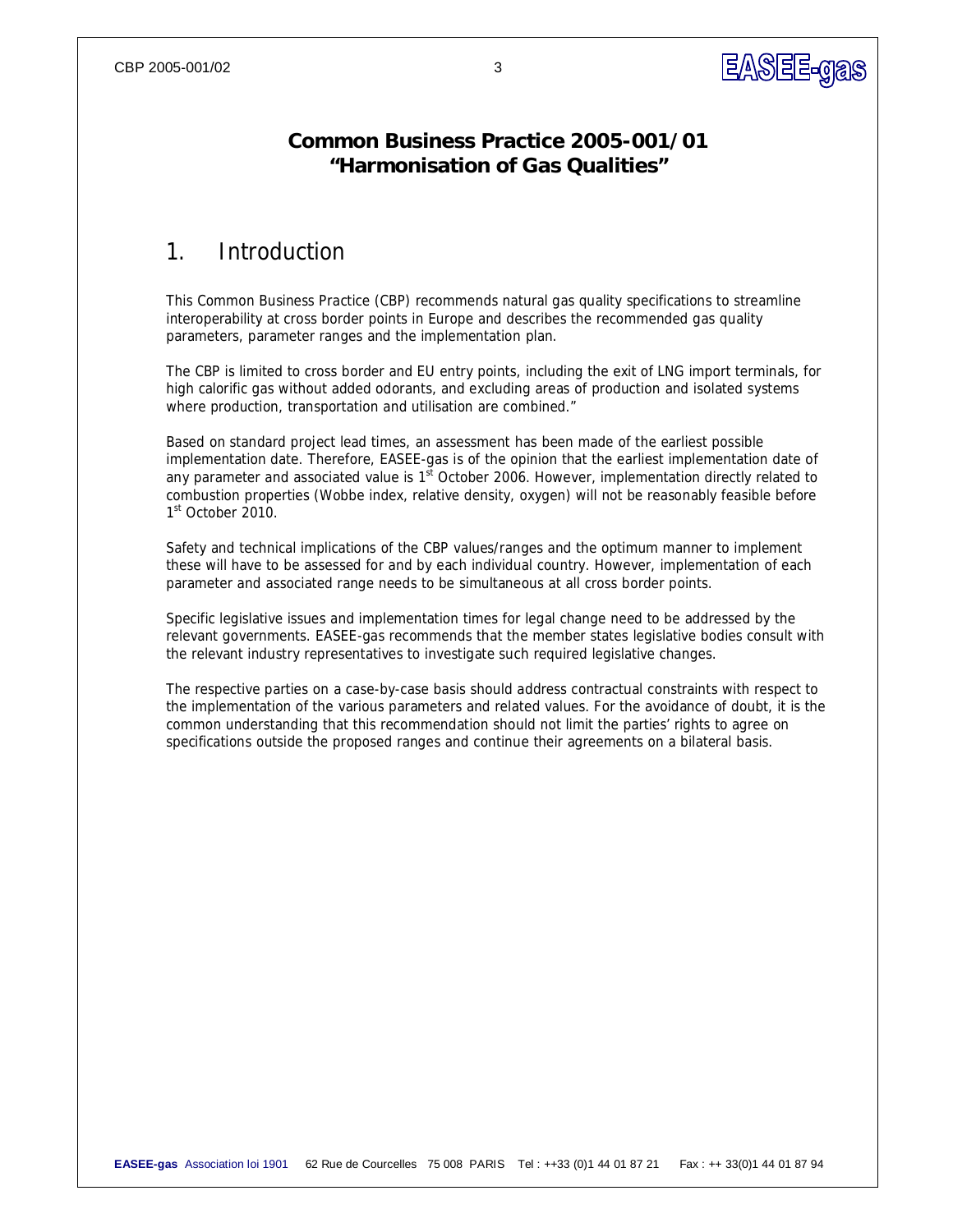## Common Business Practice 2005-001/01 "Harmonisation of Gas Qualities"

# 1. Introduction

This Common Business Practice (CBP) recommends natural gas quality specifications to streamline interoperability at cross border points in Europe and describes the recommended gas quality parameters, parameter ranges and the implementation plan.

The CBP is limited to cross border and EU entry points, including the exit of LNG import terminals, for high calorific gas without added odorants, and excluding areas of production and isolated systems where production, transportation and utilisation are combined."

Based on standard project lead times, an assessment has been made of the earliest possible implementation date. Therefore, EASEE-gas is of the opinion that the earliest implementation date of any parameter and associated value is 1st October 2006. However, implementation directly related to combustion properties (Wobbe index, relative density, oxygen) will not be reasonably feasible before 1st October 2010.

Safety and technical implications of the CBP values/ranges and the optimum manner to implement these will have to be assessed for and by each individual country. However, implementation of each parameter and associated range needs to be simultaneous at all cross border points.

Specific legislative issues and implementation times for legal change need to be addressed by the relevant governments. EASEE-gas recommends that the member states legislative bodies consult with the relevant industry representatives to investigate such required legislative changes.

The respective parties on a case-by-case basis should address contractual constraints with respect to the implementation of the various parameters and related values. For the avoidance of doubt, it is the common understanding that this recommendation should not limit the parties' rights to agree on specifications outside the proposed ranges and continue their agreements on a bilateral basis.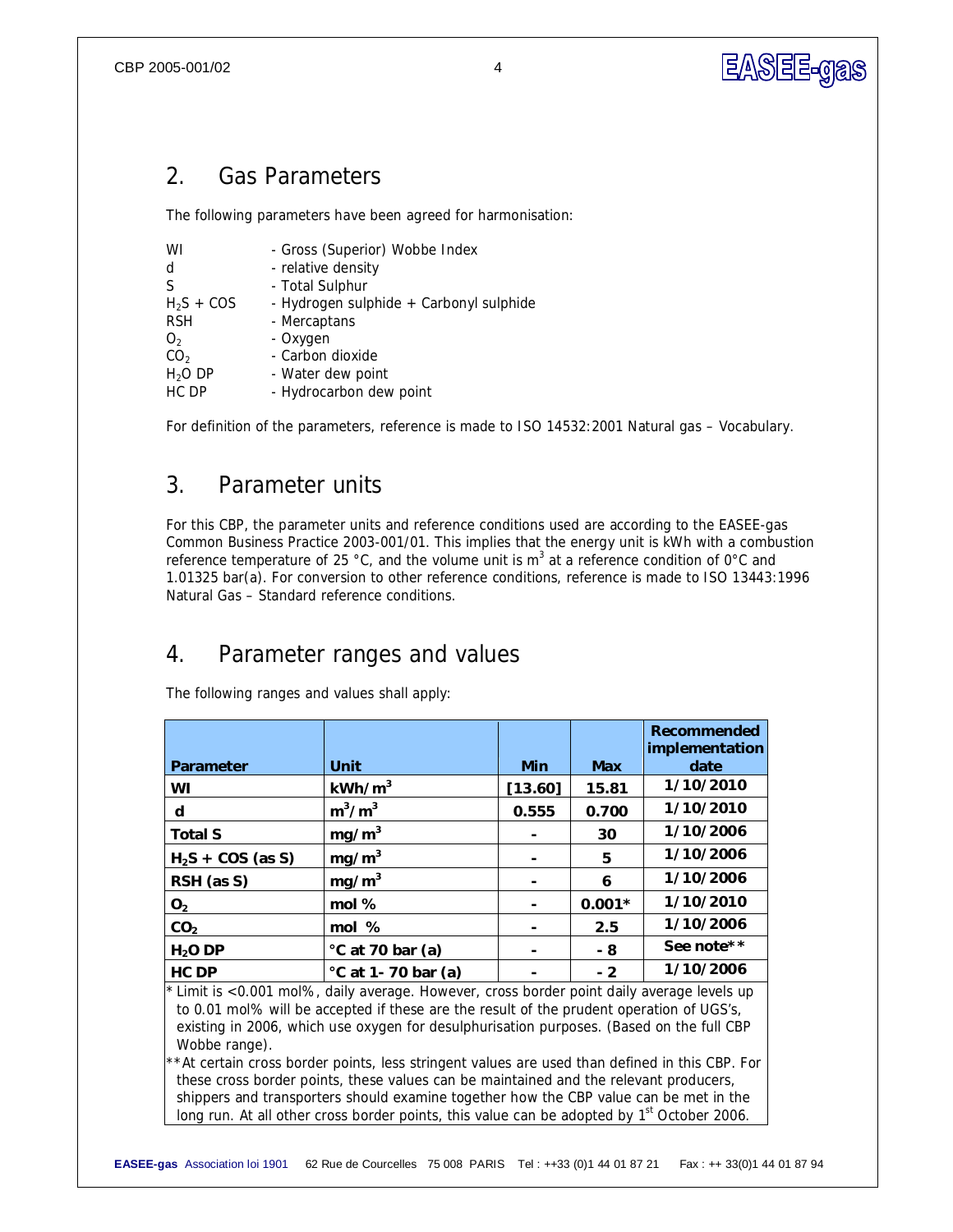## 2. Gas Parameters

The following parameters have been agreed for harmonisation:

| | |
|---|---|
| WI | - Gross (Superior) Wobbe Index |
| d | - relative density |
| S | - Total Sulphur |
| $H_2S$ + COS | - Hydrogen sulphide + Carbonyl sulphide |
| RSH | - Mercaptans |
| $O_2$ | - Oxygen |
| $CO_2$ | - Carbon dioxide |
| $H_2O$ DP | - Water dew point |
| HC DP | - Hydrocarbon dew point |

For definition of the parameters, reference is made to ISO 14532:2001 Natural gas – Vocabulary.

## 3. Parameter units

For this CBP, the parameter units and reference conditions used are according to the EASEE-gas Common Business Practice 2003-001/01. This implies that the energy unit is kWh with a combustion reference temperature of 25 °C, and the volume unit is $m^3$ at a reference condition of 0°C and 1.01325 bar(a). For conversion to other reference conditions, reference is made to ISO 13443:1996 Natural Gas – Standard reference conditions.

## 4. Parameter ranges and values

The following ranges and values shall apply:

| Parameter | Unit | Min | Max | Recommended implementation date |
|---|---|---|---|---|
| WI | $kWh/m^3$ | [13.60] | 15.81 | 1/10/2010 |
| d | $m^3/m^3$ | 0.555 | 0.700 | 1/10/2010 |
| Total S | $mg/m^3$ | - | 30 | 1/10/2006 |
| $H_2S$ + COS (as S) | $mg/m^3$ | - | 5 | 1/10/2006 |
| RSH (as S) | $mg/m^3$ | - | 6 | 1/10/2006 |
| $O_2$ | mol % | - | 0.001* | 1/10/2010 |
| $CO_2$ | mol % | - | 2.5 | 1/10/2006 |
| $H_2O$ DP | °C at 70 bar (a) | - | - 8 | See note** |
| HC DP | °C at 1- 70 bar (a) | - | - 2 | 1/10/2006 |

\* Limit is <0.001 mol%, daily average. However, cross border point daily average levels up to 0.01 mol% will be accepted if these are the result of the prudent operation of UGS's, existing in 2006, which use oxygen for desulphurisation purposes. (Based on the full CBP Wobbe range).

** At certain cross border points, less stringent values are used than defined in this CBP. For these cross border points, these values can be maintained and the relevant producers, shippers and transporters should examine together how the CBP value can be met in the long run. At all other cross border points, this value can be adopted by 1st October 2006.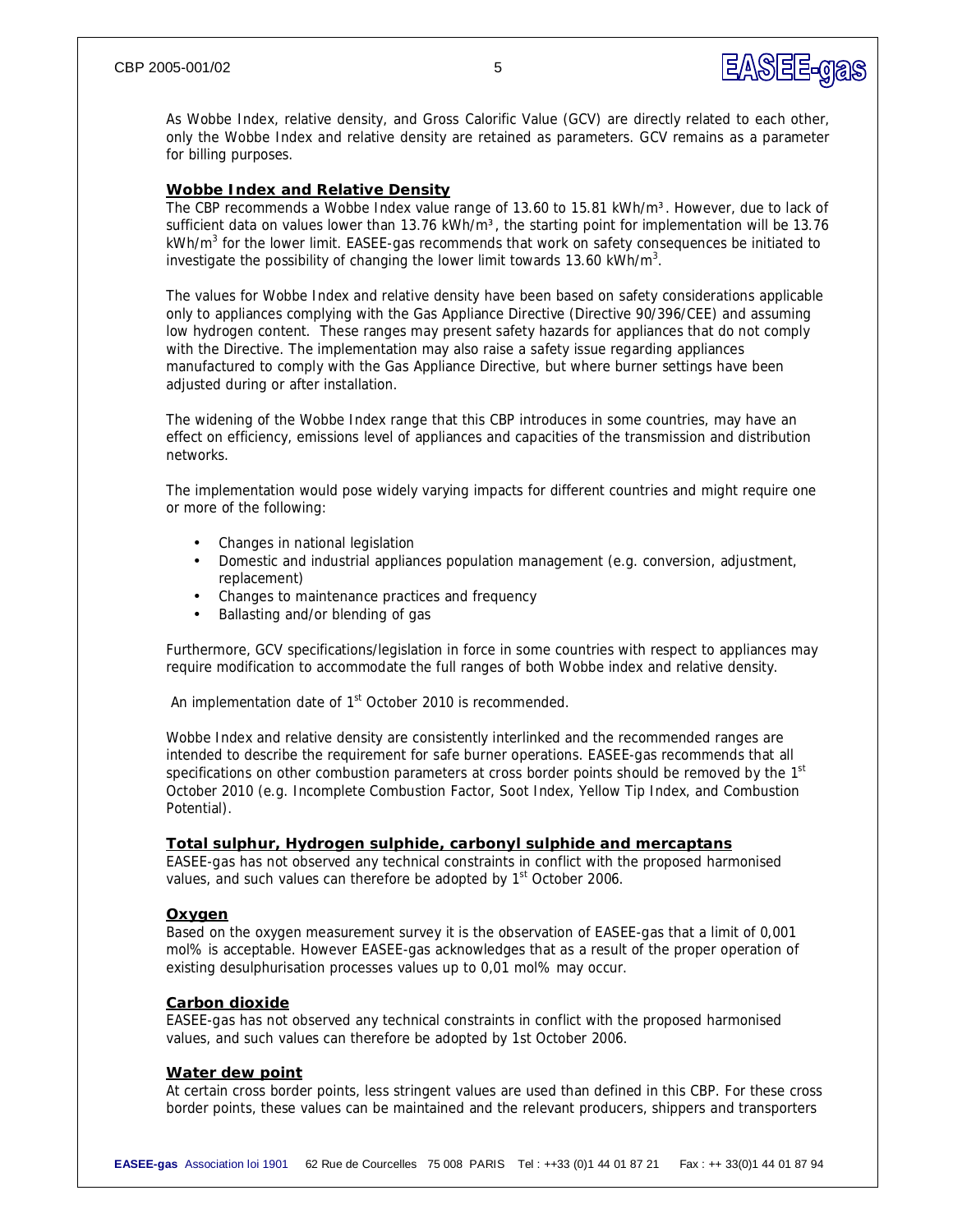As Wobbe Index, relative density, and Gross Calorific Value (GCV) are directly related to each other, only the Wobbe Index and relative density are retained as parameters. GCV remains as a parameter for billing purposes.

## Wobbe Index and Relative Density

The CBP recommends a Wobbe Index value range of 13.60 to 15.81 kWh/m³. However, due to lack of sufficient data on values lower than 13.76 kWh/m³, the starting point for implementation will be 13.76 kWh/m³ for the lower limit. EASEE-gas recommends that work on safety consequences be initiated to investigate the possibility of changing the lower limit towards 13.60 kWh/m³.

The values for Wobbe Index and relative density have been based on safety considerations applicable only to appliances complying with the Gas Appliance Directive (Directive 90/396/CEE) and assuming low hydrogen content. These ranges may present safety hazards for appliances that do not comply with the Directive. The implementation may also raise a safety issue regarding appliances manufactured to comply with the Gas Appliance Directive, but where burner settings have been adjusted during or after installation.

The widening of the Wobbe Index range that this CBP introduces in some countries, may have an effect on efficiency, emissions level of appliances and capacities of the transmission and distribution networks.

The implementation would pose widely varying impacts for different countries and might require one or more of the following:

- Changes in national legislation
- Domestic and industrial appliances population management (e.g. conversion, adjustment, replacement)
- Changes to maintenance practices and frequency
- Ballasting and/or blending of gas

Furthermore, GCV specifications/legislation in force in some countries with respect to appliances may require modification to accommodate the full ranges of both Wobbe index and relative density.

An implementation date of 1st October 2010 is recommended.

Wobbe Index and relative density are consistently interlinked and the recommended ranges are intended to describe the requirement for safe burner operations. EASEE-gas recommends that all specifications on other combustion parameters at cross border points should be removed by the 1st October 2010 (e.g. Incomplete Combustion Factor, Soot Index, Yellow Tip Index, and Combustion Potential).

## Total sulphur, Hydrogen sulphide, carbonyl sulphide and mercaptans

EASEE-gas has not observed any technical constraints in conflict with the proposed harmonised values, and such values can therefore be adopted by 1st October 2006.

## Oxygen

Based on the oxygen measurement survey it is the observation of EASEE-gas that a limit of 0,001 mol% is acceptable. However EASEE-gas acknowledges that as a result of the proper operation of existing desulphurisation processes values up to 0,01 mol% may occur.

## Carbon dioxide

EASEE-gas has not observed any technical constraints in conflict with the proposed harmonised values, and such values can therefore be adopted by 1st October 2006.

## Water dew point

At certain cross border points, less stringent values are used than defined in this CBP. For these cross border points, these values can be maintained and the relevant producers, shippers and transporters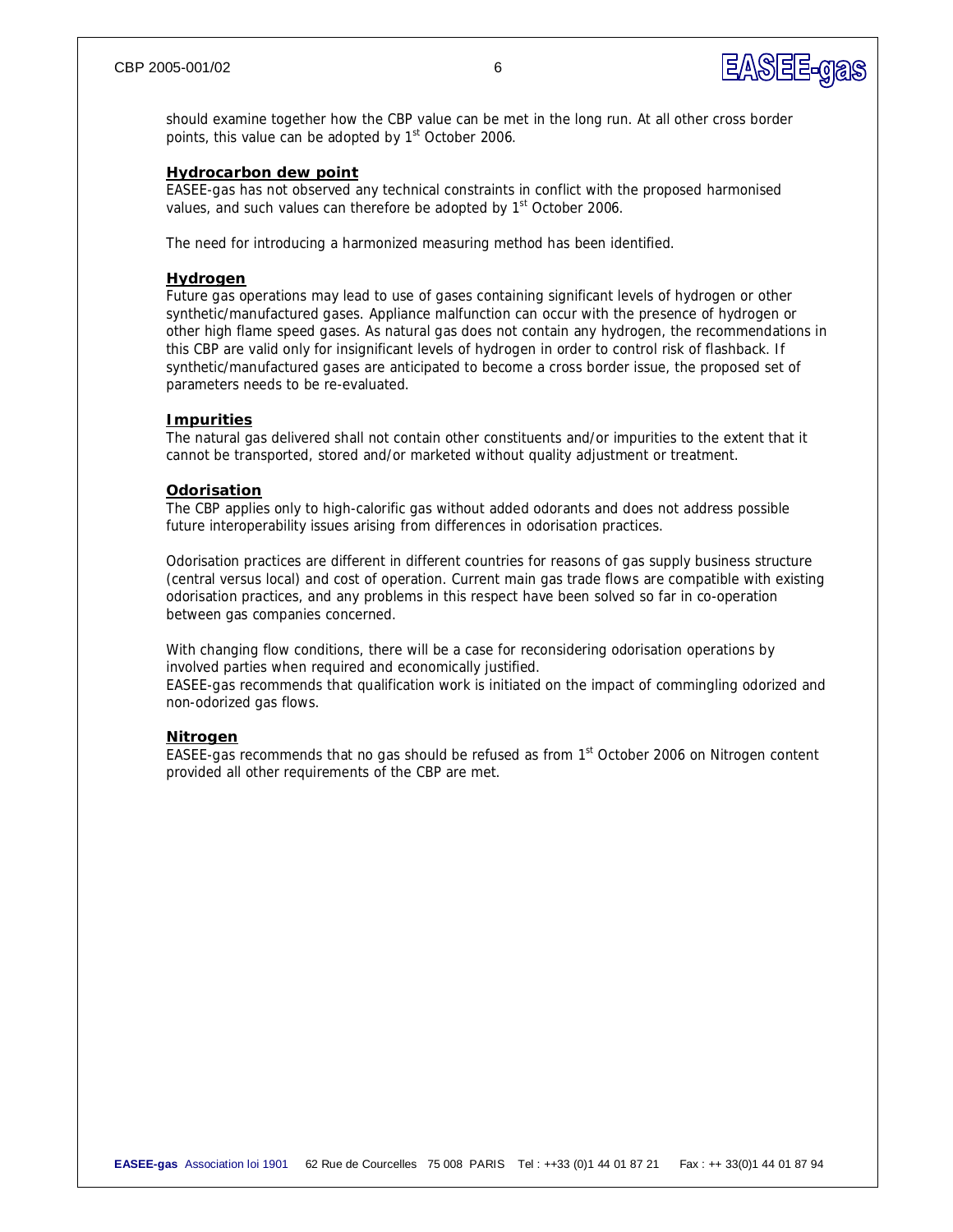should examine together how the CBP value can be met in the long run. At all other cross border points, this value can be adopted by 1st October 2006.

**Hydrocarbon dew point**

EASEE-gas has not observed any technical constraints in conflict with the proposed harmonised values, and such values can therefore be adopted by 1st October 2006.

The need for introducing a harmonized measuring method has been identified.

**Hydrogen**

Future gas operations may lead to use of gases containing significant levels of hydrogen or other synthetic/manufactured gases. Appliance malfunction can occur with the presence of hydrogen or other high flame speed gases. As natural gas does not contain any hydrogen, the recommendations in this CBP are valid only for insignificant levels of hydrogen in order to control risk of flashback. If synthetic/manufactured gases are anticipated to become a cross border issue, the proposed set of parameters needs to be re-evaluated.

**Impurities**

The natural gas delivered shall not contain other constituents and/or impurities to the extent that it cannot be transported, stored and/or marketed without quality adjustment or treatment.

**Odorisation**

The CBP applies only to high-calorific gas without added odorants and does not address possible future interoperability issues arising from differences in odorisation practices.

Odorisation practices are different in different countries for reasons of gas supply business structure (central versus local) and cost of operation. Current main gas trade flows are compatible with existing odorisation practices, and any problems in this respect have been solved so far in co-operation between gas companies concerned.

With changing flow conditions, there will be a case for reconsidering odorisation operations by involved parties when required and economically justified.
EASEE-gas recommends that qualification work is initiated on the impact of commingling odorized and non-odorized gas flows.

**Nitrogen**

EASEE-gas recommends that no gas should be refused as from 1st October 2006 on Nitrogen content provided all other requirements of the CBP are met.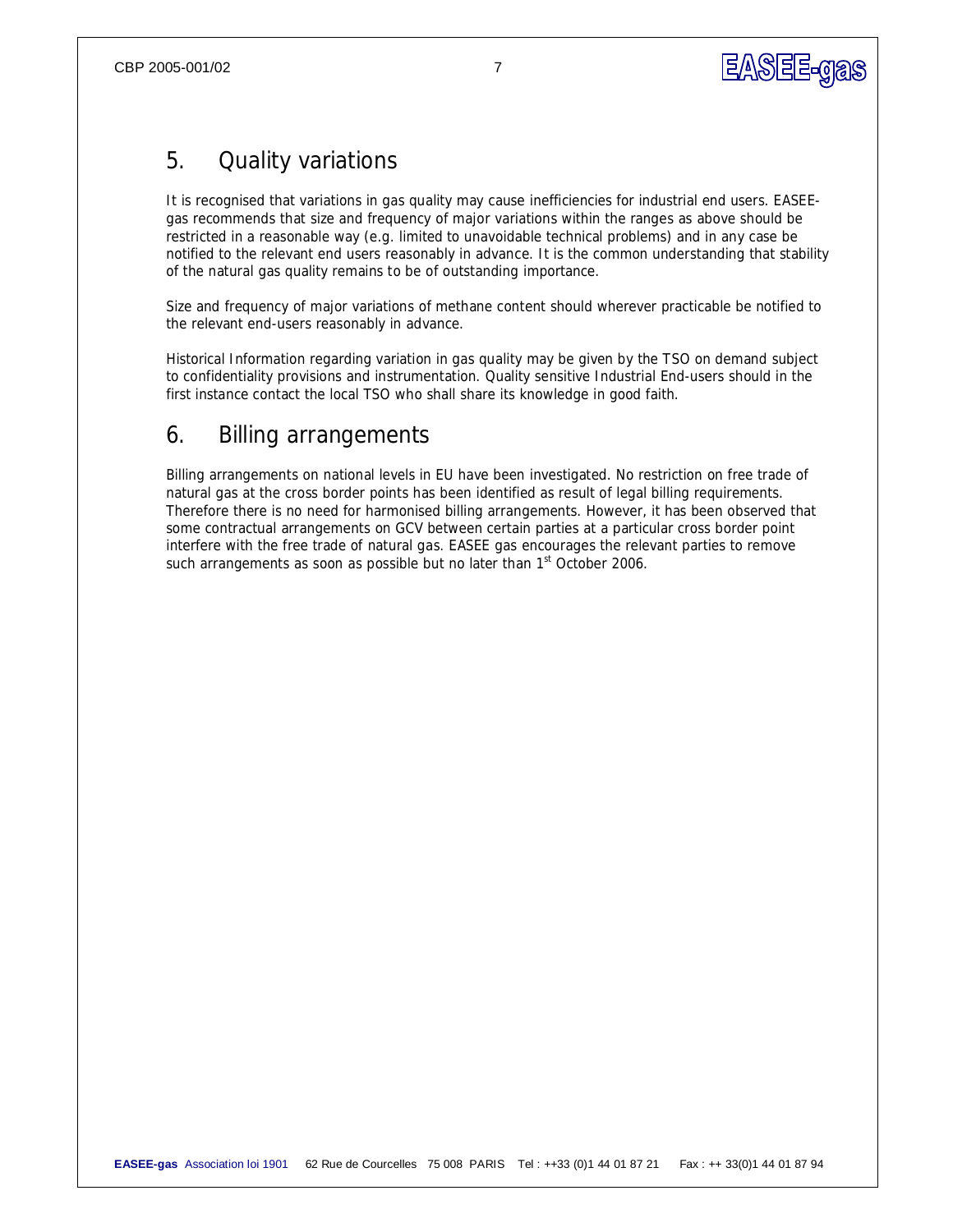## 5. Quality variations

It is recognised that variations in gas quality may cause inefficiencies for industrial end users. EASEE-gas recommends that size and frequency of major variations within the ranges as above should be restricted in a reasonable way (e.g. limited to unavoidable technical problems) and in any case be notified to the relevant end users reasonably in advance. It is the common understanding that stability of the natural gas quality remains to be of outstanding importance.

Size and frequency of major variations of methane content should wherever practicable be notified to the relevant end-users reasonably in advance.

Historical Information regarding variation in gas quality may be given by the TSO on demand subject to confidentiality provisions and instrumentation. Quality sensitive Industrial End-users should in the first instance contact the local TSO who shall share its knowledge in good faith.

## 6. Billing arrangements

Billing arrangements on national levels in EU have been investigated. No restriction on free trade of natural gas at the cross border points has been identified as result of legal billing requirements. Therefore there is no need for harmonised billing arrangements. However, it has been observed that some contractual arrangements on GCV between certain parties at a particular cross border point interfere with the free trade of natural gas. EASEE gas encourages the relevant parties to remove such arrangements as soon as possible but no later than 1st October 2006.